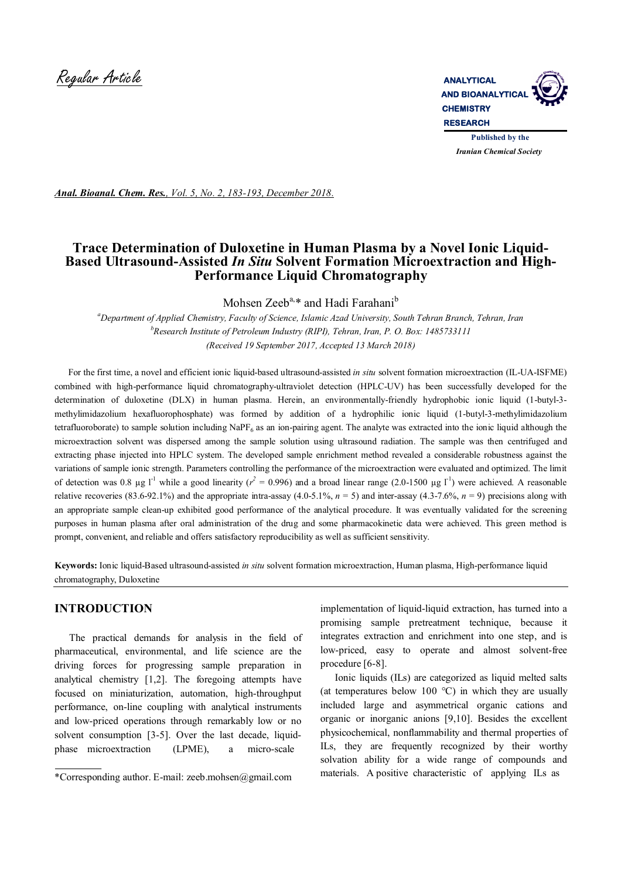Regular Article

ANALYTICAL AND BIOANALYTICAL CHEMISTRY RESEARCH

Published by the *Iranian Chemical Society*

***Anal. Bioanal. Chem. Res.****, Vol. 5, No. 2, 183-193, December 2018.*

# Trace Determination of Duloxetine in Human Plasma by a Novel Ionic Liquid-Based Ultrasound-Assisted *In Situ* Solvent Formation Microextraction and High-Performance Liquid Chromatography

Mohsen Zeeb[a,]* and Hadi Farahani[b]

[a]*Department of Applied Chemistry, Faculty of Science, Islamic Azad University, South Tehran Branch, Tehran, Iran*
[b]*Research Institute of Petroleum Industry (RIPI), Tehran, Iran, P. O. Box: 1485733111*
*(Received 19 September 2017, Accepted 13 March 2018)*

For the first time, a novel and efficient ionic liquid-based ultrasound-assisted *in situ* solvent formation microextraction (IL-UA-ISFME) combined with high-performance liquid chromatography-ultraviolet detection (HPLC-UV) has been successfully developed for the determination of duloxetine (DLX) in human plasma. Herein, an environmentally-friendly hydrophobic ionic liquid (1-butyl-3-methylimidazolium hexafluorophosphate) was formed by addition of a hydrophilic ionic liquid (1-butyl-3-methylimidazolium tetrafluoroborate) to sample solution including $NaPF_6$ as an ion-pairing agent. The analyte was extracted into the ionic liquid although the microextraction solvent was dispersed among the sample solution using ultrasound radiation. The sample was then centrifuged and extracting phase injected into HPLC system. The developed sample enrichment method revealed a considerable robustness against the variations of sample ionic strength. Parameters controlling the performance of the microextraction were evaluated and optimized. The limit of detection was 0.8 μg $l^{-1}$ while a good linearity ($r^2$ = 0.996) and a broad linear range (2.0-1500 μg $l^{-1}$) were achieved. A reasonable relative recoveries (83.6-92.1%) and the appropriate intra-assay (4.0-5.1%, *n* = 5) and inter-assay (4.3-7.6%, *n* = 9) precisions along with an appropriate sample clean-up exhibited good performance of the analytical procedure. It was eventually validated for the screening purposes in human plasma after oral administration of the drug and some pharmacokinetic data were achieved. This green method is prompt, convenient, and reliable and offers satisfactory reproducibility as well as sufficient sensitivity.

**Keywords:** Ionic liquid-Based ultrasound-assisted *in situ* solvent formation microextraction, Human plasma, High-performance liquid chromatography, Duloxetine

## INTRODUCTION

The practical demands for analysis in the field of pharmaceutical, environmental, and life science are the driving forces for progressing sample preparation in analytical chemistry [1,2]. The foregoing attempts have focused on miniaturization, automation, high-throughput performance, on-line coupling with analytical instruments and low-priced operations through remarkably low or no solvent consumption [3-5]. Over the last decade, liquid-phase microextraction (LPME), a micro-scale implementation of liquid-liquid extraction, has turned into a promising sample pretreatment technique, because it integrates extraction and enrichment into one step, and is low-priced, easy to operate and almost solvent-free procedure [6-8].

Ionic liquids (ILs) are categorized as liquid melted salts (at temperatures below 100 °C) in which they are usually included large and asymmetrical organic cations and organic or inorganic anions [9,10]. Besides the excellent physicochemical, nonflammability and thermal properties of ILs, they are frequently recognized by their worthy solvation ability for a wide range of compounds and materials. A positive characteristic of applying ILs as

*Corresponding author. E-mail: zeeb.mohsen@gmail.com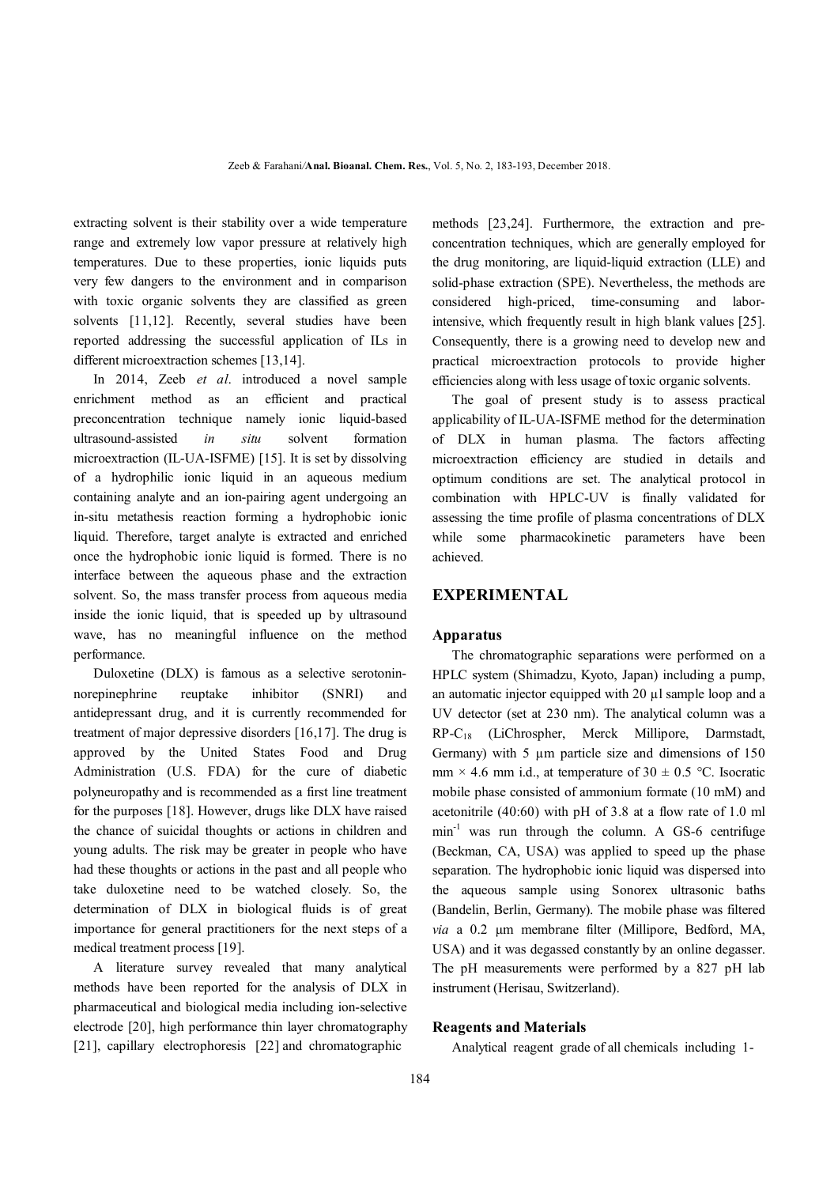extracting solvent is their stability over a wide temperature range and extremely low vapor pressure at relatively high temperatures. Due to these properties, ionic liquids puts very few dangers to the environment and in comparison with toxic organic solvents they are classified as green solvents [11,12]. Recently, several studies have been reported addressing the successful application of ILs in different microextraction schemes [13,14].

In 2014, Zeeb *et al*. introduced a novel sample enrichment method as an efficient and practical preconcentration technique namely ionic liquid-based ultrasound-assisted *in situ* solvent formation microextraction (IL-UA-ISFME) [15]. It is set by dissolving of a hydrophilic ionic liquid in an aqueous medium containing analyte and an ion-pairing agent undergoing an in-situ metathesis reaction forming a hydrophobic ionic liquid. Therefore, target analyte is extracted and enriched once the hydrophobic ionic liquid is formed. There is no interface between the aqueous phase and the extraction solvent. So, the mass transfer process from aqueous media inside the ionic liquid, that is speeded up by ultrasound wave, has no meaningful influence on the method performance.

Duloxetine (DLX) is famous as a selective serotonin-norepinephrine reuptake inhibitor (SNRI) and antidepressant drug, and it is currently recommended for treatment of major depressive disorders [16,17]. The drug is approved by the United States Food and Drug Administration (U.S. FDA) for the cure of diabetic polyneuropathy and is recommended as a first line treatment for the purposes [18]. However, drugs like DLX have raised the chance of suicidal thoughts or actions in children and young adults. The risk may be greater in people who have had these thoughts or actions in the past and all people who take duloxetine need to be watched closely. So, the determination of DLX in biological fluids is of great importance for general practitioners for the next steps of a medical treatment process [19].

A literature survey revealed that many analytical methods have been reported for the analysis of DLX in pharmaceutical and biological media including ion-selective electrode [20], high performance thin layer chromatography [21], capillary electrophoresis [22] and chromatographic methods [23,24]. Furthermore, the extraction and pre-concentration techniques, which are generally employed for the drug monitoring, are liquid-liquid extraction (LLE) and solid-phase extraction (SPE). Nevertheless, the methods are considered high-priced, time-consuming and labor-intensive, which frequently result in high blank values [25]. Consequently, there is a growing need to develop new and practical microextraction protocols to provide higher efficiencies along with less usage of toxic organic solvents.

The goal of present study is to assess practical applicability of IL-UA-ISFME method for the determination of DLX in human plasma. The factors affecting microextraction efficiency are studied in details and optimum conditions are set. The analytical protocol in combination with HPLC-UV is finally validated for assessing the time profile of plasma concentrations of DLX while some pharmacokinetic parameters have been achieved.

## EXPERIMENTAL

### Apparatus

The chromatographic separations were performed on a HPLC system (Shimadzu, Kyoto, Japan) including a pump, an automatic injector equipped with 20 µl sample loop and a UV detector (set at 230 nm). The analytical column was a RP-$C_{18}$ (LiChrospher, Merck Millipore, Darmstadt, Germany) with 5 µm particle size and dimensions of 150 mm × 4.6 mm i.d., at temperature of 30 ± 0.5 °C. Isocratic mobile phase consisted of ammonium formate (10 mM) and acetonitrile (40:60) with pH of 3.8 at a flow rate of 1.0 ml $min^{-1}$ was run through the column. A GS-6 centrifuge (Beckman, CA, USA) was applied to speed up the phase separation. The hydrophobic ionic liquid was dispersed into the aqueous sample using Sonorex ultrasonic baths (Bandelin, Berlin, Germany). The mobile phase was filtered *via* a 0.2 µm membrane filter (Millipore, Bedford, MA, USA) and it was degassed constantly by an online degasser. The pH measurements were performed by a 827 pH lab instrument (Herisau, Switzerland).

### Reagents and Materials

Analytical reagent grade of all chemicals including 1-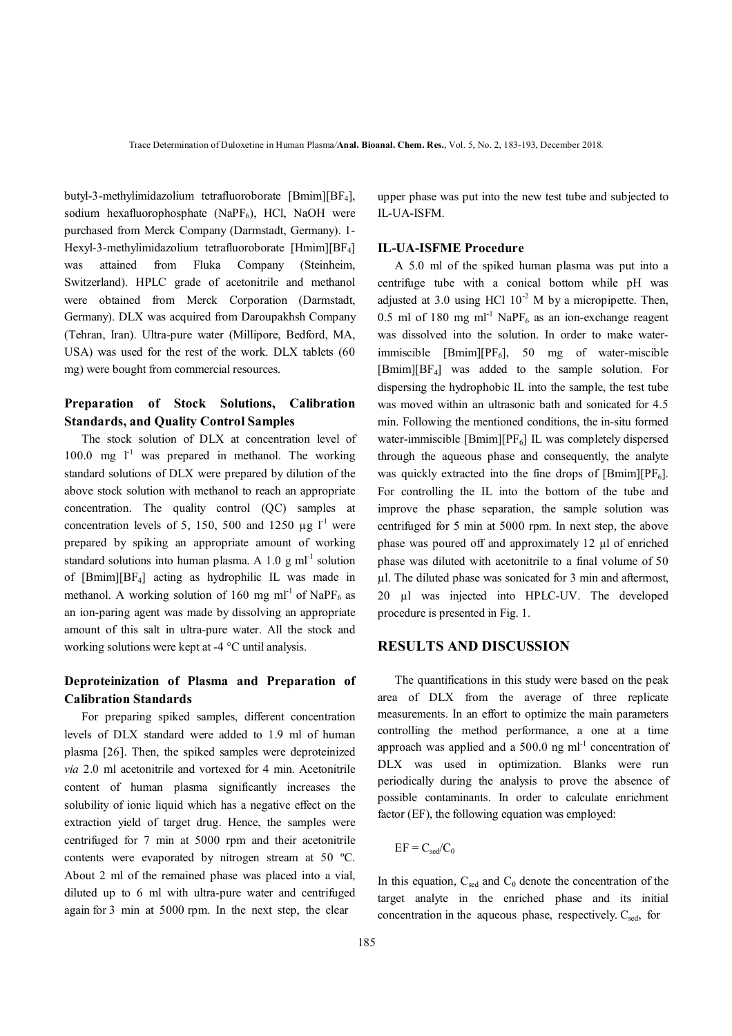butyl-3-methylimidazolium tetrafluoroborate $[Bmim][BF_4]$, sodium hexafluorophosphate ($NaPF_6$), HCl, NaOH were purchased from Merck Company (Darmstadt, Germany). 1-Hexyl-3-methylimidazolium tetrafluoroborate $[Hmim][BF_4]$ was attained from Fluka Company (Steinheim, Switzerland). HPLC grade of acetonitrile and methanol were obtained from Merck Corporation (Darmstadt, Germany). DLX was acquired from Daroupakhsh Company (Tehran, Iran). Ultra-pure water (Millipore, Bedford, MA, USA) was used for the rest of the work. DLX tablets (60 mg) were bought from commercial resources.

## Preparation of Stock Solutions, Calibration Standards, and Quality Control Samples

The stock solution of DLX at concentration level of 100.0 mg $l^{-1}$ was prepared in methanol. The working standard solutions of DLX were prepared by dilution of the above stock solution with methanol to reach an appropriate concentration. The quality control (QC) samples at concentration levels of 5, 150, 500 and 1250 µg $l^{-1}$ were prepared by spiking an appropriate amount of working standard solutions into human plasma. A 1.0 g $ml^{-1}$ solution of $[Bmim][BF_4]$ acting as hydrophilic IL was made in methanol. A working solution of 160 mg $ml^{-1}$ of $NaPF_6$ as an ion-paring agent was made by dissolving an appropriate amount of this salt in ultra-pure water. All the stock and working solutions were kept at -4 °C until analysis.

## Deproteinization of Plasma and Preparation of Calibration Standards

For preparing spiked samples, different concentration levels of DLX standard were added to 1.9 ml of human plasma [26]. Then, the spiked samples were deproteinized *via* 2.0 ml acetonitrile and vortexed for 4 min. Acetonitrile content of human plasma significantly increases the solubility of ionic liquid which has a negative effect on the extraction yield of target drug. Hence, the samples were centrifuged for 7 min at 5000 rpm and their acetonitrile contents were evaporated by nitrogen stream at 50 ºC. About 2 ml of the remained phase was placed into a vial, diluted up to 6 ml with ultra-pure water and centrifuged again for 3 min at 5000 rpm. In the next step, the clear upper phase was put into the new test tube and subjected to IL-UA-ISFM.

## IL-UA-ISFME Procedure

A 5.0 ml of the spiked human plasma was put into a centrifuge tube with a conical bottom while pH was adjusted at 3.0 using HCl $10^{-2}$ M by a micropipette. Then, 0.5 ml of 180 mg $ml^{-1}$ $NaPF_6$ as an ion-exchange reagent was dissolved into the solution. In order to make water-immiscible $[Bmim][PF_6]$, 50 mg of water-miscible $[Bmim][BF_4]$ was added to the sample solution. For dispersing the hydrophobic IL into the sample, the test tube was moved within an ultrasonic bath and sonicated for 4.5 min. Following the mentioned conditions, the in-situ formed water-immiscible $[Bmim][PF_6]$ IL was completely dispersed through the aqueous phase and consequently, the analyte was quickly extracted into the fine drops of $[Bmim][PF_6]$. For controlling the IL into the bottom of the tube and improve the phase separation, the sample solution was centrifuged for 5 min at 5000 rpm. In next step, the above phase was poured off and approximately 12 µl of enriched phase was diluted with acetonitrile to a final volume of 50 µl. The diluted phase was sonicated for 3 min and aftermost, 20 µl was injected into HPLC-UV. The developed procedure is presented in Fig. 1.

# RESULTS AND DISCUSSION

The quantifications in this study were based on the peak area of DLX from the average of three replicate measurements. In an effort to optimize the main parameters controlling the method performance, a one at a time approach was applied and a 500.0 ng $ml^{-1}$ concentration of DLX was used in optimization. Blanks were run periodically during the analysis to prove the absence of possible contaminants. In order to calculate enrichment factor (EF), the following equation was employed:

$$EF = C_{sed}/C_0$$

In this equation, $C_{sed}$ and $C_0$ denote the concentration of the target analyte in the enriched phase and its initial concentration in the aqueous phase, respectively. $C_{sed}$, for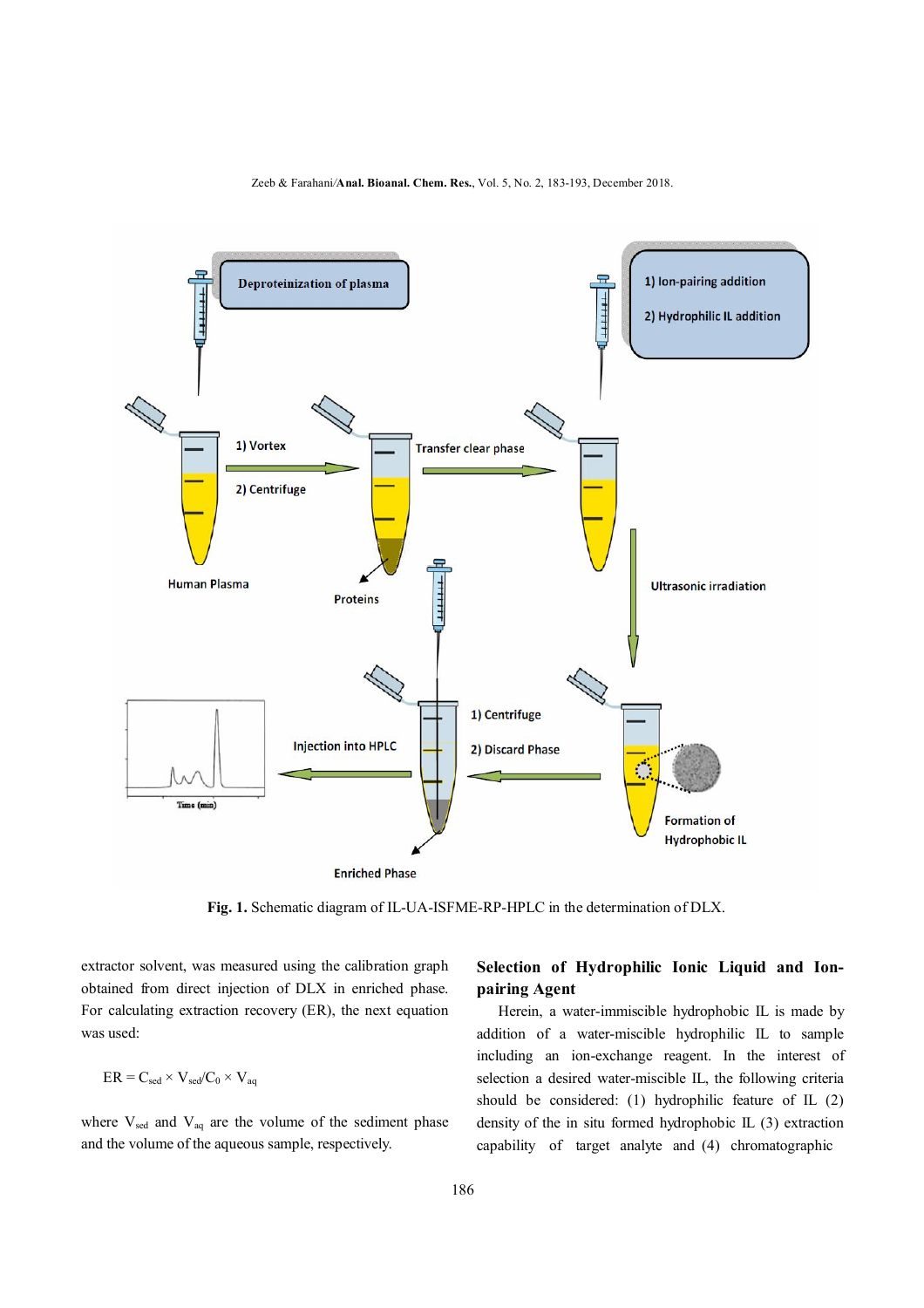Deproteinization of plasma

1) Ion-pairing addition

2) Hydrophilic IL addition

1) Vortex

2) Centrifuge

Transfer clear phase

Human Plasma

Proteins

Ultrasonic irradiation

Time (min)

Injection into HPLC

1) Centrifuge

2) Discard Phase

Formation of Hydrophobic IL

Enriched Phase

**Fig. 1.** Schematic diagram of IL-UA-ISFME-RP-HPLC in the determination of DLX.

extractor solvent, was measured using the calibration graph obtained from direct injection of DLX in enriched phase. For calculating extraction recovery (ER), the next equation was used:

$$ER = C_{sed} \times V_{sed}/C_0 \times V_{aq}$$

where $V_{sed}$ and $V_{aq}$ are the volume of the sediment phase and the volume of the aqueous sample, respectively.

## Selection of Hydrophilic Ionic Liquid and Ion-pairing Agent

Herein, a water-immiscible hydrophobic IL is made by addition of a water-miscible hydrophilic IL to sample including an ion-exchange reagent. In the interest of selection a desired water-miscible IL, the following criteria should be considered: (1) hydrophilic feature of IL (2) density of the in situ formed hydrophobic IL (3) extraction capability of target analyte and (4) chromatographic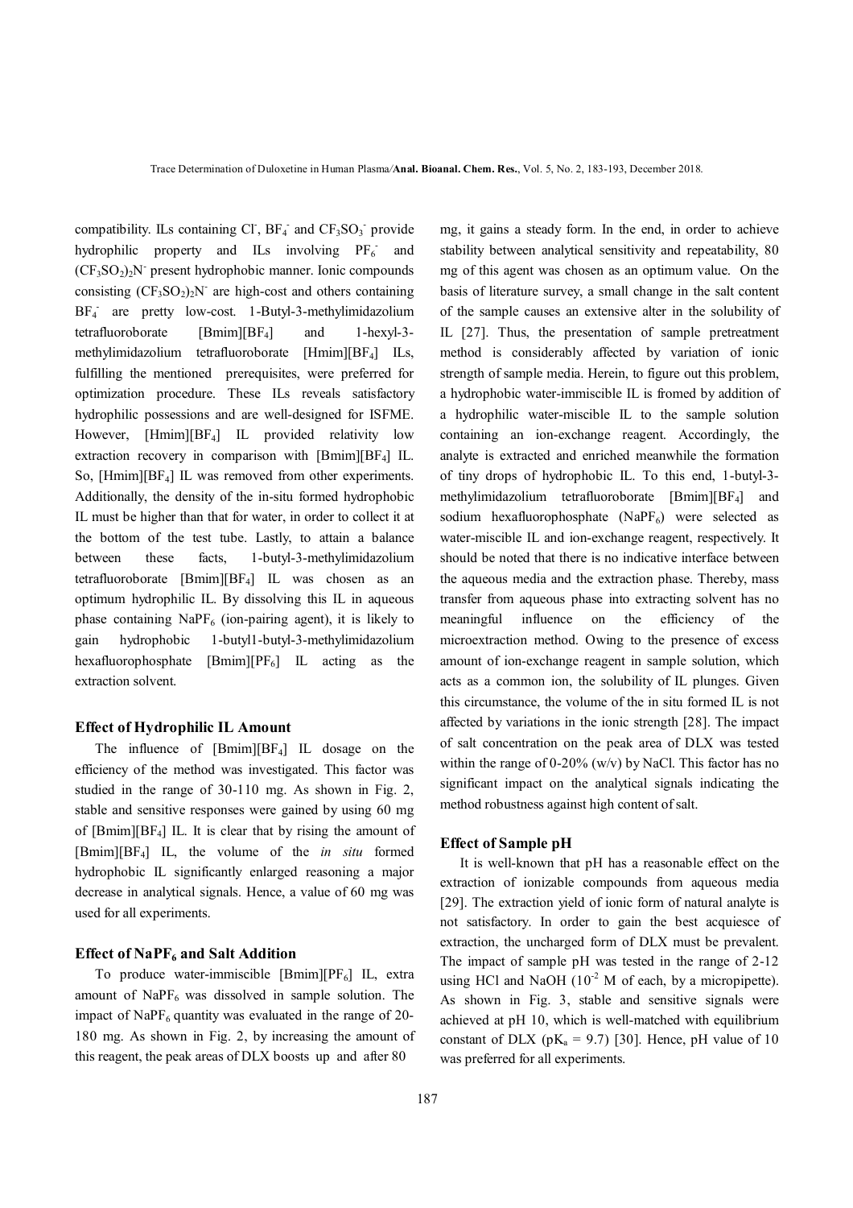compatibility. ILs containing $Cl^-$, $BF_4^-$ and $CF_3SO_3^-$ provide hydrophilic property and ILs involving $PF_6^-$ and $(CF_3SO_2)_2N^-$ present hydrophobic manner. Ionic compounds consisting $(CF_3SO_2)_2N^-$ are high-cost and others containing $BF_4^-$ are pretty low-cost. 1-Butyl-3-methylimidazolium tetrafluoroborate [Bmim][$BF_4$] and 1-hexyl-3-methylimidazolium tetrafluoroborate [Hmim][$BF_4$] ILs, fulfilling the mentioned prerequisites, were preferred for optimization procedure. These ILs reveals satisfactory hydrophilic possessions and are well-designed for ISFME. However, [Hmim][$BF_4$] IL provided relativity low extraction recovery in comparison with [Bmim][$BF_4$] IL. So, [Hmim][$BF_4$] IL was removed from other experiments. Additionally, the density of the in-situ formed hydrophobic IL must be higher than that for water, in order to collect it at the bottom of the test tube. Lastly, to attain a balance between these facts, 1-butyl-3-methylimidazolium tetrafluoroborate [Bmim][$BF_4$] IL was chosen as an optimum hydrophilic IL. By dissolving this IL in aqueous phase containing $NaPF_6$ (ion-pairing agent), it is likely to gain hydrophobic 1-butyl1-butyl-3-methylimidazolium hexafluorophosphate [Bmim][$PF_6$] IL acting as the extraction solvent.

### Effect of Hydrophilic IL Amount

The influence of [Bmim][$BF_4$] IL dosage on the efficiency of the method was investigated. This factor was studied in the range of 30-110 mg. As shown in Fig. 2, stable and sensitive responses were gained by using 60 mg of [Bmim][$BF_4$] IL. It is clear that by rising the amount of [Bmim][$BF_4$] IL, the volume of the *in situ* formed hydrophobic IL significantly enlarged reasoning a major decrease in analytical signals. Hence, a value of 60 mg was used for all experiments.

### Effect of $NaPF_6$ and Salt Addition

To produce water-immiscible [Bmim][$PF_6$] IL, extra amount of $NaPF_6$ was dissolved in sample solution. The impact of $NaPF_6$ quantity was evaluated in the range of 20-180 mg. As shown in Fig. 2, by increasing the amount of this reagent, the peak areas of DLX boosts up and after 80 mg, it gains a steady form. In the end, in order to achieve stability between analytical sensitivity and repeatability, 80 mg of this agent was chosen as an optimum value. On the basis of literature survey, a small change in the salt content of the sample causes an extensive alter in the solubility of IL [27]. Thus, the presentation of sample pretreatment method is considerably affected by variation of ionic strength of sample media. Herein, to figure out this problem, a hydrophobic water-immiscible IL is fromed by addition of a hydrophilic water-miscible IL to the sample solution containing an ion-exchange reagent. Accordingly, the analyte is extracted and enriched meanwhile the formation of tiny drops of hydrophobic IL. To this end, 1-butyl-3-methylimidazolium tetrafluoroborate [Bmim][$BF_4$] and sodium hexafluorophosphate ($NaPF_6$) were selected as water-miscible IL and ion-exchange reagent, respectively. It should be noted that there is no indicative interface between the aqueous media and the extraction phase. Thereby, mass transfer from aqueous phase into extracting solvent has no meaningful influence on the efficiency of the microextraction method. Owing to the presence of excess amount of ion-exchange reagent in sample solution, which acts as a common ion, the solubility of IL plunges. Given this circumstance, the volume of the in situ formed IL is not affected by variations in the ionic strength [28]. The impact of salt concentration on the peak area of DLX was tested within the range of 0-20% (w/v) by NaCl. This factor has no significant impact on the analytical signals indicating the method robustness against high content of salt.

### Effect of Sample pH

It is well-known that pH has a reasonable effect on the extraction of ionizable compounds from aqueous media [29]. The extraction yield of ionic form of natural analyte is not satisfactory. In order to gain the best acquiesce of extraction, the uncharged form of DLX must be prevalent. The impact of sample pH was tested in the range of 2-12 using HCl and NaOH ($10^{-2}$ M of each, by a micropipette). As shown in Fig. 3, stable and sensitive signals were achieved at pH 10, which is well-matched with equilibrium constant of DLX ($pK_a$ = 9.7) [30]. Hence, pH value of 10 was preferred for all experiments.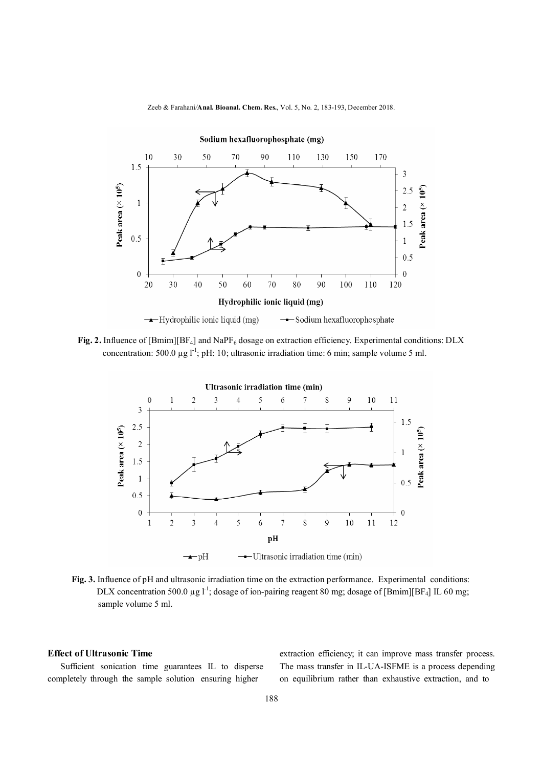Sodium hexafluorophosphate (mg)

10 30 50 70 90 110 130 150 170

Peak area (× 10$^5$)

1.5 1 0.5 0

3 2.5 2 1.5 1 0.5 0

20 30 40 50 60 70 80 90 100 110 120

Hydrophilic ionic liquid (mg)

Hydrophilic ionic liquid (mg) — Sodium hexafluorophosphate

**Fig. 2.** Influence of $[Bmim][BF_4]$ and $NaPF_6$ dosage on extraction efficiency. Experimental conditions: DLX concentration: 500.0 µg l$^{-1}$; pH: 10; ultrasonic irradiation time: 6 min; sample volume 5 ml.

Ultrasonic irradiation time (min)

0 1 2 3 4 5 6 7 8 9 10 11

Peak area (× 10$^5$)

3 2.5 2 1.5 1 0.5 0

1.5 1 0.5 0

1 2 3 4 5 6 7 8 9 10 11 12

pH

pH — Ultrasonic irradiation time (min)

**Fig. 3.** Influence of pH and ultrasonic irradiation time on the extraction performance. Experimental conditions: DLX concentration 500.0 µg l$^{-1}$; dosage of ion-pairing reagent 80 mg; dosage of $[Bmim][BF_4]$ IL 60 mg; sample volume 5 ml.

### Effect of Ultrasonic Time

Sufficient sonication time guarantees IL to disperse completely through the sample solution ensuring higher extraction efficiency; it can improve mass transfer process. The mass transfer in IL-UA-ISFME is a process depending on equilibrium rather than exhaustive extraction, and to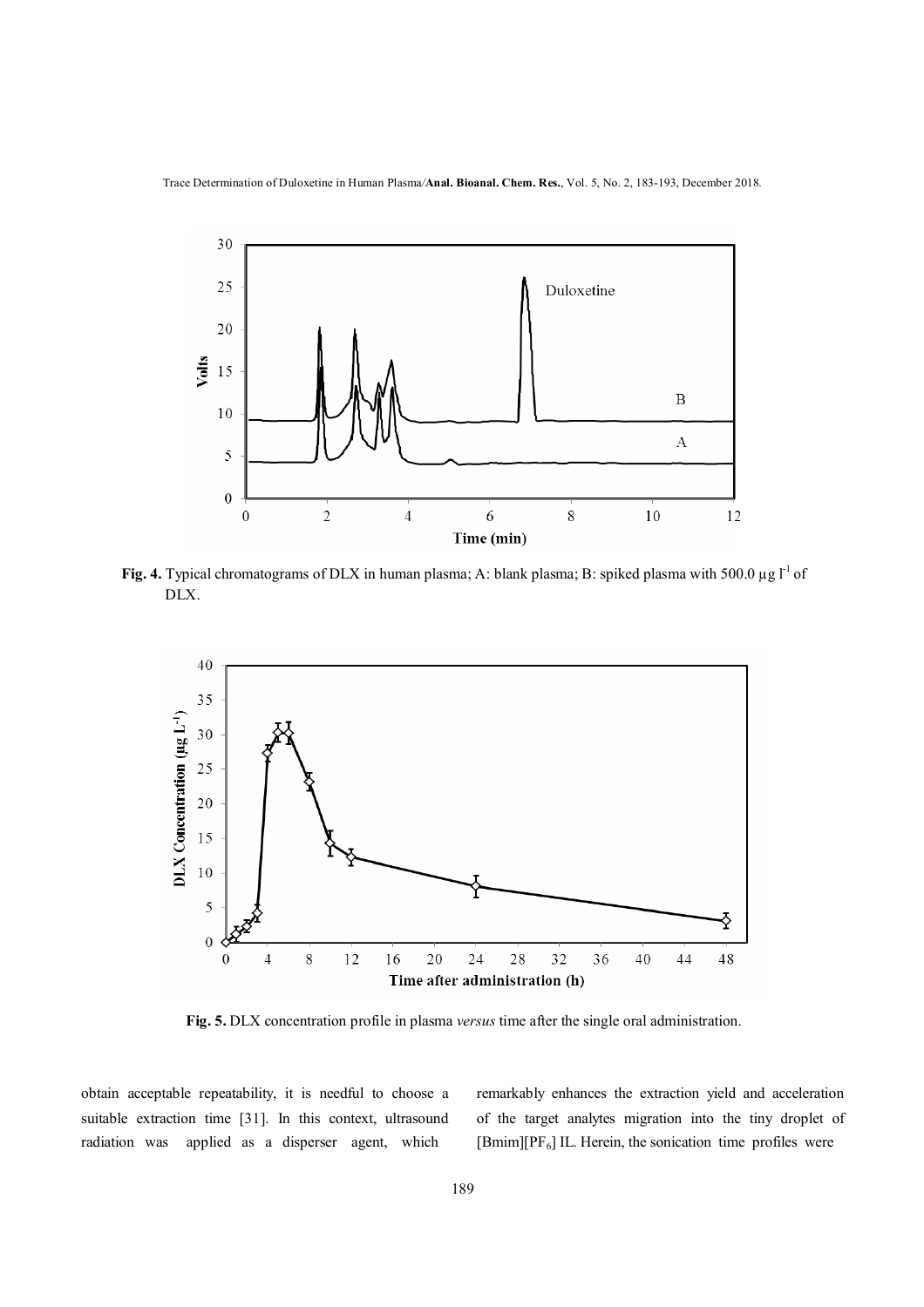30
25
20
Volts
15
10
5
0
0 2 4 6 8 10 12
Time (min)
Duloxetine
B
A

**Fig. 4.** Typical chromatograms of DLX in human plasma; A: blank plasma; B: spiked plasma with 500.0 µg l$^{-1}$ of DLX.

40
35
30
25
20
15
10
5
0
DLX Concentration (µg L$^{-1}$)
0 4 8 12 16 20 24 28 32 36 40 44 48
Time after administration (h)

**Fig. 5.** DLX concentration profile in plasma *versus* time after the single oral administration.

obtain acceptable repeatability, it is needful to choose a suitable extraction time [31]. In this context, ultrasound radiation was applied as a disperser agent, which remarkably enhances the extraction yield and acceleration of the target analytes migration into the tiny droplet of [Bmim][$PF_6$] IL. Herein, the sonication time profiles were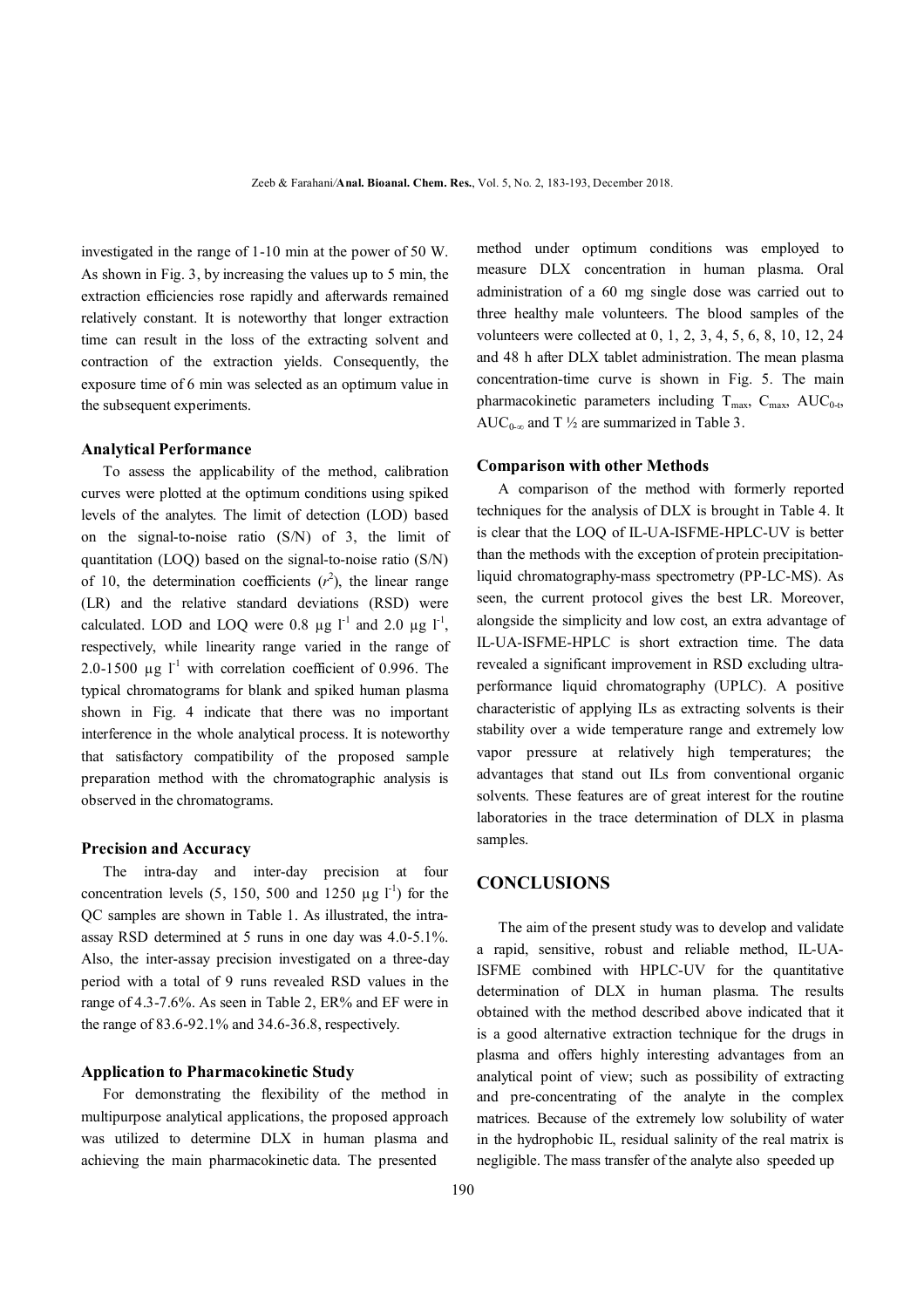investigated in the range of 1-10 min at the power of 50 W. As shown in Fig. 3, by increasing the values up to 5 min, the extraction efficiencies rose rapidly and afterwards remained relatively constant. It is noteworthy that longer extraction time can result in the loss of the extracting solvent and contraction of the extraction yields. Consequently, the exposure time of 6 min was selected as an optimum value in the subsequent experiments.

### Analytical Performance

To assess the applicability of the method, calibration curves were plotted at the optimum conditions using spiked levels of the analytes. The limit of detection (LOD) based on the signal-to-noise ratio (S/N) of 3, the limit of quantitation (LOQ) based on the signal-to-noise ratio (S/N) of 10, the determination coefficients ($r^2$), the linear range (LR) and the relative standard deviations (RSD) were calculated. LOD and LOQ were 0.8 µg $l^{-1}$ and 2.0 µg $l^{-1}$, respectively, while linearity range varied in the range of 2.0-1500 µg $l^{-1}$ with correlation coefficient of 0.996. The typical chromatograms for blank and spiked human plasma shown in Fig. 4 indicate that there was no important interference in the whole analytical process. It is noteworthy that satisfactory compatibility of the proposed sample preparation method with the chromatographic analysis is observed in the chromatograms.

### Precision and Accuracy

The intra-day and inter-day precision at four concentration levels (5, 150, 500 and 1250 µg $l^{-1}$) for the QC samples are shown in Table 1. As illustrated, the intra-assay RSD determined at 5 runs in one day was 4.0-5.1%. Also, the inter-assay precision investigated on a three-day period with a total of 9 runs revealed RSD values in the range of 4.3-7.6%. As seen in Table 2, ER% and EF were in the range of 83.6-92.1% and 34.6-36.8, respectively.

### Application to Pharmacokinetic Study

For demonstrating the flexibility of the method in multipurpose analytical applications, the proposed approach was utilized to determine DLX in human plasma and achieving the main pharmacokinetic data. The presented method under optimum conditions was employed to measure DLX concentration in human plasma. Oral administration of a 60 mg single dose was carried out to three healthy male volunteers. The blood samples of the volunteers were collected at 0, 1, 2, 3, 4, 5, 6, 8, 10, 12, 24 and 48 h after DLX tablet administration. The mean plasma concentration-time curve is shown in Fig. 5. The main pharmacokinetic parameters including $T_{max}$, $C_{max}$, $AUC_{0-t}$, $AUC_{0-\infty}$ and T ½ are summarized in Table 3.

### Comparison with other Methods

A comparison of the method with formerly reported techniques for the analysis of DLX is brought in Table 4. It is clear that the LOQ of IL-UA-ISFME-HPLC-UV is better than the methods with the exception of protein precipitation-liquid chromatography-mass spectrometry (PP-LC-MS). As seen, the current protocol gives the best LR. Moreover, alongside the simplicity and low cost, an extra advantage of IL-UA-ISFME-HPLC is short extraction time. The data revealed a significant improvement in RSD excluding ultra-performance liquid chromatography (UPLC). A positive characteristic of applying ILs as extracting solvents is their stability over a wide temperature range and extremely low vapor pressure at relatively high temperatures; the advantages that stand out ILs from conventional organic solvents. These features are of great interest for the routine laboratories in the trace determination of DLX in plasma samples.

## CONCLUSIONS

The aim of the present study was to develop and validate a rapid, sensitive, robust and reliable method, IL-UA-ISFME combined with HPLC-UV for the quantitative determination of DLX in human plasma. The results obtained with the method described above indicated that it is a good alternative extraction technique for the drugs in plasma and offers highly interesting advantages from an analytical point of view; such as possibility of extracting and pre-concentrating of the analyte in the complex matrices. Because of the extremely low solubility of water in the hydrophobic IL, residual salinity of the real matrix is negligible. The mass transfer of the analyte also speeded up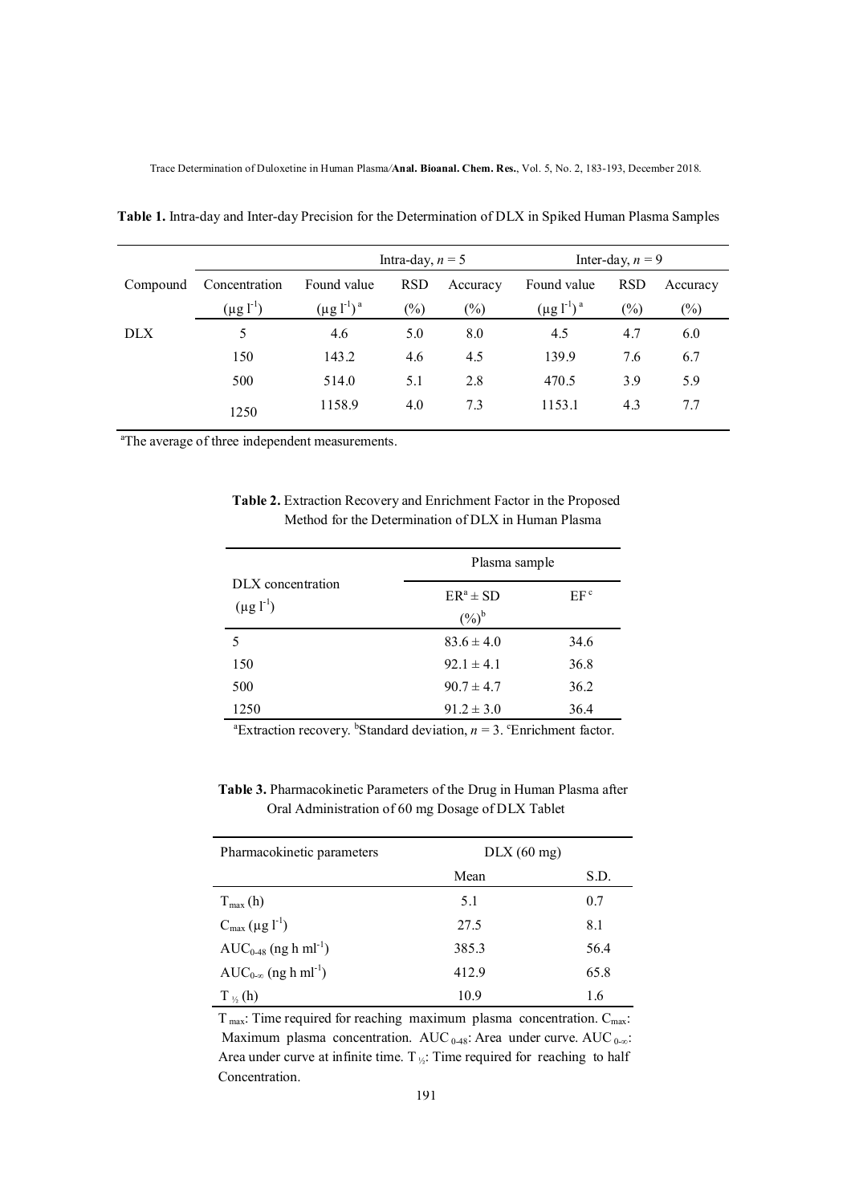**Table 1.** Intra-day and Inter-day Precision for the Determination of DLX in Spiked Human Plasma Samples

| Compound | Concentration ($\mu g\ l^{-1}$) | Intra-day, $n = 5$ Found value ($\mu g\ l^{-1}$)[a] | RSD (%) | Accuracy (%) | Inter-day, $n = 9$ Found value ($\mu g\ l^{-1}$)[a] | RSD (%) | Accuracy (%) |
|---|---|---|---|---|---|---|---|
| DLX | 5 | 4.6 | 5.0 | 8.0 | 4.5 | 4.7 | 6.0 |
| | 150 | 143.2 | 4.6 | 4.5 | 139.9 | 7.6 | 6.7 |
| | 500 | 514.0 | 5.1 | 2.8 | 470.5 | 3.9 | 5.9 |
| | 1250 | 1158.9 | 4.0 | 7.3 | 1153.1 | 4.3 | 7.7 |

[a]The average of three independent measurements.

**Table 2.** Extraction Recovery and Enrichment Factor in the Proposed Method for the Determination of DLX in Human Plasma

| DLX concentration ($\mu g\ l^{-1}$) | Plasma sample $ER^a \pm SD$ (%)[b] | $EF^c$ |
|---|---|---|
| 5 | 83.6 ± 4.0 | 34.6 |
| 150 | 92.1 ± 4.1 | 36.8 |
| 500 | 90.7 ± 4.7 | 36.2 |
| 1250 | 91.2 ± 3.0 | 36.4 |

[a]Extraction recovery. [b]Standard deviation, $n = 3$. [c]Enrichment factor.

**Table 3.** Pharmacokinetic Parameters of the Drug in Human Plasma after Oral Administration of 60 mg Dosage of DLX Tablet

| Pharmacokinetic parameters | DLX (60 mg) Mean | S.D. |
|---|---|---|
| $T_{max}$ (h) | 5.1 | 0.7 |
| $C_{max}$ ($\mu g\ l^{-1}$) | 27.5 | 8.1 |
| $AUC_{0-48}$ (ng h $ml^{-1}$) | 385.3 | 56.4 |
| $AUC_{0-\infty}$ (ng h $ml^{-1}$) | 412.9 | 65.8 |
| $T_{½}$ (h) | 10.9 | 1.6 |

$T_{max}$: Time required for reaching maximum plasma concentration. $C_{max}$: Maximum plasma concentration. $AUC_{0-48}$: Area under curve. $AUC_{0-\infty}$: Area under curve at infinite time. $T_{½}$: Time required for reaching to half Concentration.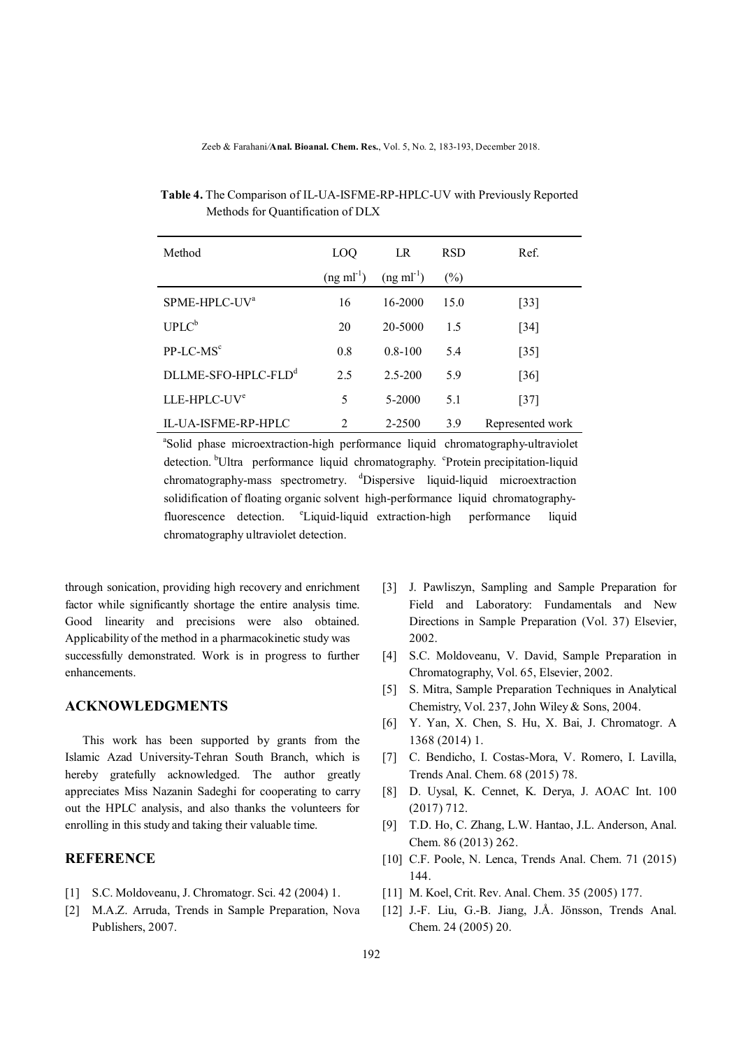**Table 4.** The Comparison of IL-UA-ISFME-RP-HPLC-UV with Previously Reported Methods for Quantification of DLX

| Method | LOQ ($ng\ ml^{-1}$) | LR ($ng\ ml^{-1}$) | RSD (%) | Ref. |
|---|---|---|---|---|
| SPME-HPLC-UV[a] | 16 | 16-2000 | 15.0 | [33] |
| UPLC[b] | 20 | 20-5000 | 1.5 | [34] |
| PP-LC-MS[c] | 0.8 | 0.8-100 | 5.4 | [35] |
| DLLME-SFO-HPLC-FLD[d] | 2.5 | 2.5-200 | 5.9 | [36] |
| LLE-HPLC-UV[e] | 5 | 5-2000 | 5.1 | [37] |
| IL-UA-ISFME-RP-HPLC | 2 | 2-2500 | 3.9 | Represented work |

[a]Solid phase microextraction-high performance liquid chromatography-ultraviolet detection. [b]Ultra performance liquid chromatography. [c]Protein precipitation-liquid chromatography-mass spectrometry. [d]Dispersive liquid-liquid microextraction solidification of floating organic solvent high-performance liquid chromatography-fluorescence detection. [e]Liquid-liquid extraction-high performance liquid chromatography ultraviolet detection.

through sonication, providing high recovery and enrichment factor while significantly shortage the entire analysis time. Good linearity and precisions were also obtained. Applicability of the method in a pharmacokinetic study was successfully demonstrated. Work is in progress to further enhancements.

## ACKNOWLEDGMENTS

This work has been supported by grants from the Islamic Azad University-Tehran South Branch, which is hereby gratefully acknowledged. The author greatly appreciates Miss Nazanin Sadeghi for cooperating to carry out the HPLC analysis, and also thanks the volunteers for enrolling in this study and taking their valuable time.

## REFERENCE

[1] S.C. Moldoveanu, J. Chromatogr. Sci. 42 (2004) 1.

[2] M.A.Z. Arruda, Trends in Sample Preparation, Nova Publishers, 2007.

[3] J. Pawliszyn, Sampling and Sample Preparation for Field and Laboratory: Fundamentals and New Directions in Sample Preparation (Vol. 37) Elsevier, 2002.

[4] S.C. Moldoveanu, V. David, Sample Preparation in Chromatography, Vol. 65, Elsevier, 2002.

[5] S. Mitra, Sample Preparation Techniques in Analytical Chemistry, Vol. 237, John Wiley & Sons, 2004.

[6] Y. Yan, X. Chen, S. Hu, X. Bai, J. Chromatogr. A 1368 (2014) 1.

[7] C. Bendicho, I. Costas-Mora, V. Romero, I. Lavilla, Trends Anal. Chem. 68 (2015) 78.

[8] D. Uysal, K. Cennet, K. Derya, J. AOAC Int. 100 (2017) 712.

[9] T.D. Ho, C. Zhang, L.W. Hantao, J.L. Anderson, Anal. Chem. 86 (2013) 262.

[10] C.F. Poole, N. Lenca, Trends Anal. Chem. 71 (2015) 144.

[11] M. Koel, Crit. Rev. Anal. Chem. 35 (2005) 177.

[12] J.-F. Liu, G.-B. Jiang, J.Å. Jönsson, Trends Anal. Chem. 24 (2005) 20.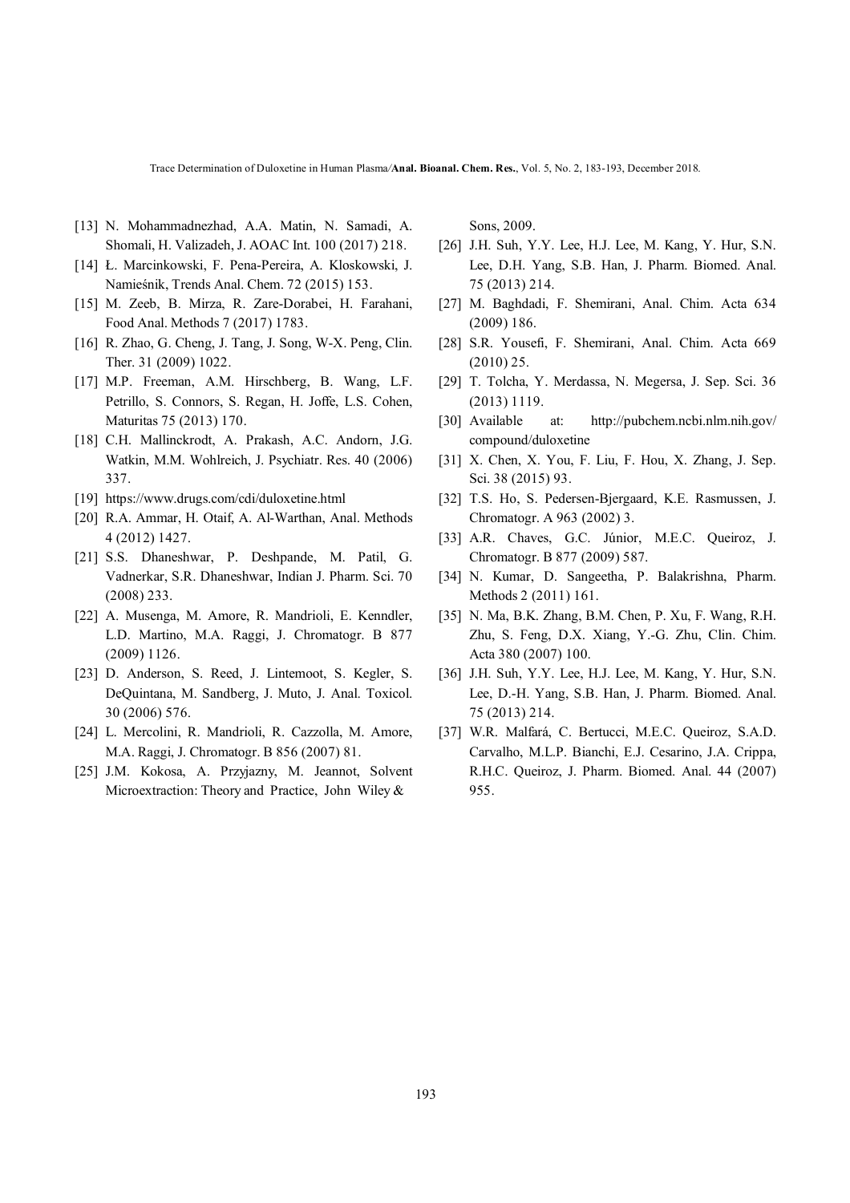[13] N. Mohammadnezhad, A.A. Matin, N. Samadi, A. Shomali, H. Valizadeh, J. AOAC Int. 100 (2017) 218.

[14] Ł. Marcinkowski, F. Pena-Pereira, A. Kloskowski, J. Namieśnik, Trends Anal. Chem. 72 (2015) 153.

[15] M. Zeeb, B. Mirza, R. Zare-Dorabei, H. Farahani, Food Anal. Methods 7 (2017) 1783.

[16] R. Zhao, G. Cheng, J. Tang, J. Song, W-X. Peng, Clin. Ther. 31 (2009) 1022.

[17] M.P. Freeman, A.M. Hirschberg, B. Wang, L.F. Petrillo, S. Connors, S. Regan, H. Joffe, L.S. Cohen, Maturitas 75 (2013) 170.

[18] C.H. Mallinckrodt, A. Prakash, A.C. Andorn, J.G. Watkin, M.M. Wohlreich, J. Psychiatr. Res. 40 (2006) 337.

[19] https://www.drugs.com/cdi/duloxetine.html

[20] R.A. Ammar, H. Otaif, A. Al-Warthan, Anal. Methods 4 (2012) 1427.

[21] S.S. Dhaneshwar, P. Deshpande, M. Patil, G. Vadnerkar, S.R. Dhaneshwar, Indian J. Pharm. Sci. 70 (2008) 233.

[22] A. Musenga, M. Amore, R. Mandrioli, E. Kenndler, L.D. Martino, M.A. Raggi, J. Chromatogr. B 877 (2009) 1126.

[23] D. Anderson, S. Reed, J. Lintemoot, S. Kegler, S. DeQuintana, M. Sandberg, J. Muto, J. Anal. Toxicol. 30 (2006) 576.

[24] L. Mercolini, R. Mandrioli, R. Cazzolla, M. Amore, M.A. Raggi, J. Chromatogr. B 856 (2007) 81.

[25] J.M. Kokosa, A. Przyjazny, M. Jeannot, Solvent Microextraction: Theory and Practice, John Wiley & Sons, 2009.

[26] J.H. Suh, Y.Y. Lee, H.J. Lee, M. Kang, Y. Hur, S.N. Lee, D.H. Yang, S.B. Han, J. Pharm. Biomed. Anal. 75 (2013) 214.

[27] M. Baghdadi, F. Shemirani, Anal. Chim. Acta 634 (2009) 186.

[28] S.R. Yousefi, F. Shemirani, Anal. Chim. Acta 669 (2010) 25.

[29] T. Tolcha, Y. Merdassa, N. Megersa, J. Sep. Sci. 36 (2013) 1119.

[30] Available at: http://pubchem.ncbi.nlm.nih.gov/compound/duloxetine

[31] X. Chen, X. You, F. Liu, F. Hou, X. Zhang, J. Sep. Sci. 38 (2015) 93.

[32] T.S. Ho, S. Pedersen-Bjergaard, K.E. Rasmussen, J. Chromatogr. A 963 (2002) 3.

[33] A.R. Chaves, G.C. Júnior, M.E.C. Queiroz, J. Chromatogr. B 877 (2009) 587.

[34] N. Kumar, D. Sangeetha, P. Balakrishna, Pharm. Methods 2 (2011) 161.

[35] N. Ma, B.K. Zhang, B.M. Chen, P. Xu, F. Wang, R.H. Zhu, S. Feng, D.X. Xiang, Y.-G. Zhu, Clin. Chim. Acta 380 (2007) 100.

[36] J.H. Suh, Y.Y. Lee, H.J. Lee, M. Kang, Y. Hur, S.N. Lee, D.-H. Yang, S.B. Han, J. Pharm. Biomed. Anal. 75 (2013) 214.

[37] W.R. Malfará, C. Bertucci, M.E.C. Queiroz, S.A.D. Carvalho, M.L.P. Bianchi, E.J. Cesarino, J.A. Crippa, R.H.C. Queiroz, J. Pharm. Biomed. Anal. 44 (2007) 955.